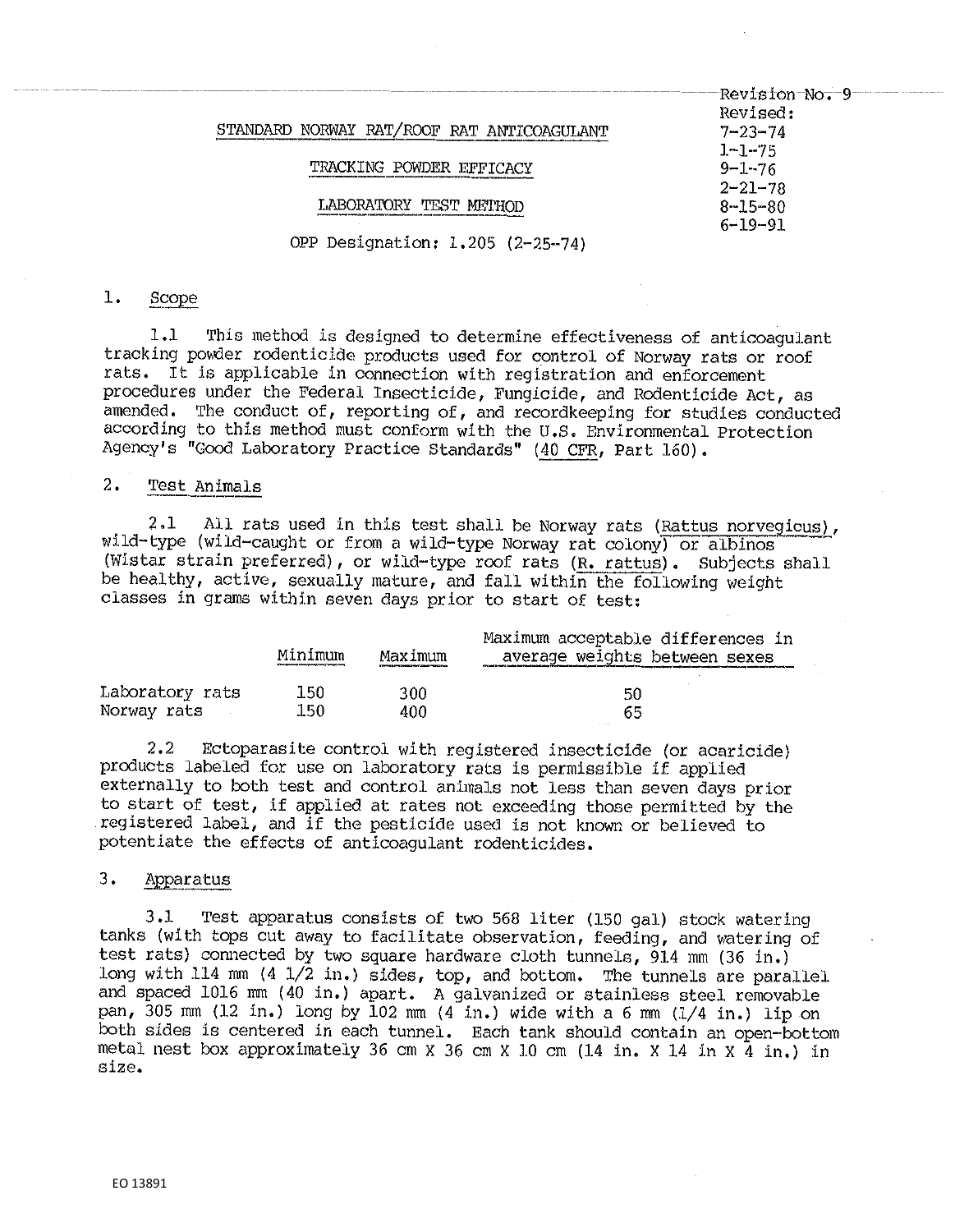Revision No. 9
Revised:
7-23-74
1-1-75
9-1-76
2-21-78
8-15-80
6-19-91

# STANDARD NORWAY RAT/ROOF RAT ANTICOAGULANT

# TRACKING POWDER EFFICACY

# LABORATORY TEST METHOD

OPP Designation: 1.205 (2-25-74)

## 1. Scope

1.1 This method is designed to determine effectiveness of anticoagulant tracking powder rodenticide products used for control of Norway rats or roof rats. It is applicable in connection with registration and enforcement procedures under the Federal Insecticide, Fungicide, and Rodenticide Act, as amended. The conduct of, reporting of, and recordkeeping for studies conducted according to this method must conform with the U.S. Environmental Protection Agency's "Good Laboratory Practice Standards" (40 CFR, Part 160).

## 2. Test Animals

2.1 All rats used in this test shall be Norway rats (*Rattus norvegicus*), wild-type (wild-caught or from a wild-type Norway rat colony) or albinos (Wistar strain preferred), or wild-type roof rats (*R. rattus*). Subjects shall be healthy, active, sexually mature, and fall within the following weight classes in grams within seven days prior to start of test:

| | Minimum | Maximum | Maximum acceptable differences in average weights between sexes |
|---|---|---|---|
| Laboratory rats | 150 | 300 | 50 |
| Norway rats | 150 | 400 | 65 |

2.2 Ectoparasite control with registered insecticide (or acaricide) products labeled for use on laboratory rats is permissible if applied externally to both test and control animals not less than seven days prior to start of test, if applied at rates not exceeding those permitted by the registered label, and if the pesticide used is not known or believed to potentiate the effects of anticoagulant rodenticides.

## 3. Apparatus

3.1 Test apparatus consists of two 568 liter (150 gal) stock watering tanks (with tops cut away to facilitate observation, feeding, and watering of test rats) connected by two square hardware cloth tunnels, 914 mm (36 in.) long with 114 mm (4 1/2 in.) sides, top, and bottom. The tunnels are parallel and spaced 1016 mm (40 in.) apart. A galvanized or stainless steel removable pan, 305 mm (12 in.) long by 102 mm (4 in.) wide with a 6 mm (1/4 in.) lip on both sides is centered in each tunnel. Each tank should contain an open-bottom metal nest box approximately 36 cm X 36 cm X 10 cm (14 in. X 14 in X 4 in.) in size.

EO 13891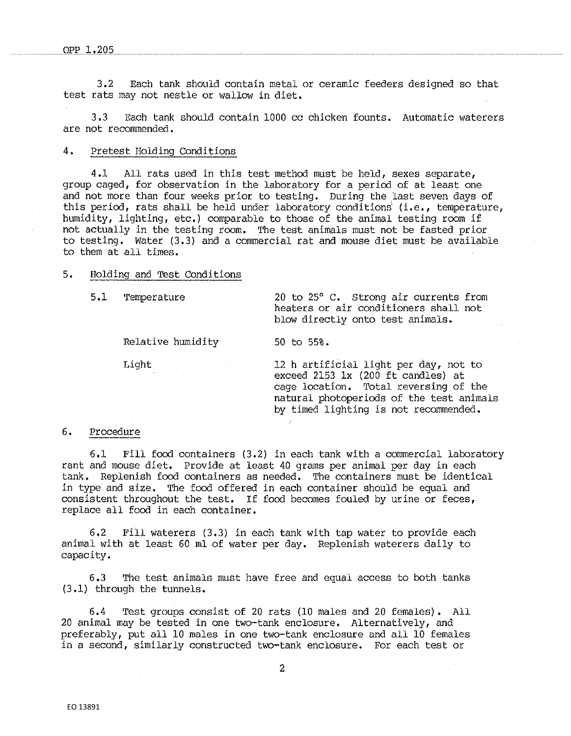3.2 Each tank should contain metal or ceramic feeders designed so that test rats may not nestle or wallow in diet.

3.3 Each tank should contain 1000 cc chicken founts. Automatic waterers are not recommended.

## 4. Pretest Holding Conditions

4.1 All rats used in this test method must be held, sexes separate, group caged, for observation in the laboratory for a period of at least one and not more than four weeks prior to testing. During the last seven days of this period, rats shall be held under laboratory conditions (i.e., temperature, humidity, lighting, etc.) comparable to those of the animal testing room if not actually in the testing room. The test animals must not be fasted prior to testing. Water (3.3) and a commercial rat and mouse diet must be available to them at all times.

## 5. Holding and Test Conditions

| | |
|---|---|
| 5.1 Temperature | 20 to 25° C. Strong air currents from heaters or air conditioners shall not blow directly onto test animals. |
| Relative humidity | 50 to 55%. |
| Light | 12 h artificial light per day, not to exceed 2153 lx (200 ft candles) at cage location. Total reversing of the natural photoperiods of the test animals by timed lighting is not recommended. |

## 6. Procedure

6.1 Fill food containers (3.2) in each tank with a commercial laboratory rant and mouse diet. Provide at least 40 grams per animal per day in each tank. Replenish food containers as needed. The containers must be identical in type and size. The food offered in each container should be equal and consistent throughout the test. If food becomes fouled by urine or feces, replace all food in each container.

6.2 Fill waterers (3.3) in each tank with tap water to provide each animal with at least 60 ml of water per day. Replenish waterers daily to capacity.

6.3 The test animals must have free and equal access to both tanks (3.1) through the tunnels.

6.4 Test groups consist of 20 rats (10 males and 20 females). All 20 animal may be tested in one two-tank enclosure. Alternatively, and preferably, put all 10 males in one two-tank enclosure and all 10 females in a second, similarly constructed two-tank enclosure. For each test or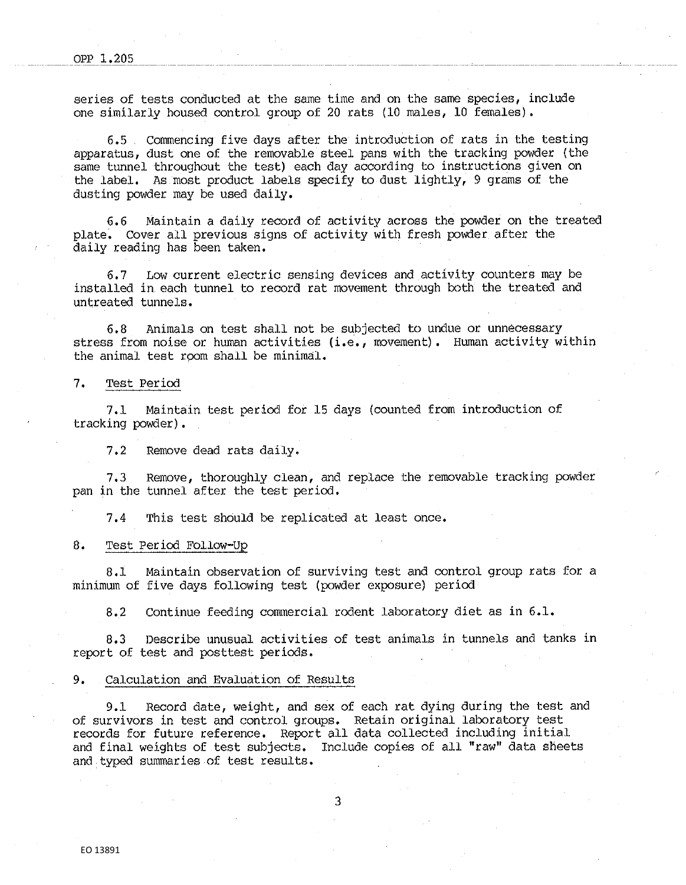series of tests conducted at the same time and on the same species, include one similarly housed control group of 20 rats (10 males, 10 females).

6.5 Commencing five days after the introduction of rats in the testing apparatus, dust one of the removable steel pans with the tracking powder (the same tunnel throughout the test) each day according to instructions given on the label. As most product labels specify to dust lightly, 9 grams of the dusting powder may be used daily.

6.6 Maintain a daily record of activity across the powder on the treated plate. Cover all previous signs of activity with fresh powder after the daily reading has been taken.

6.7 Low current electric sensing devices and activity counters may be installed in each tunnel to record rat movement through both the treated and untreated tunnels.

6.8 Animals on test shall not be subjected to undue or unnecessary stress from noise or human activities (i.e., movement). Human activity within the animal test room shall be minimal.

7. Test Period

7.1 Maintain test period for 15 days (counted from introduction of tracking powder).

7.2 Remove dead rats daily.

7.3 Remove, thoroughly clean, and replace the removable tracking powder pan in the tunnel after the test period.

7.4 This test should be replicated at least once.

8. Test Period Follow-Up

8.1 Maintain observation of surviving test and control group rats for a minimum of five days following test (powder exposure) period

8.2 Continue feeding commercial rodent laboratory diet as in 6.1.

8.3 Describe unusual activities of test animals in tunnels and tanks in report of test and posttest periods.

9. Calculation and Evaluation of Results

9.1 Record date, weight, and sex of each rat dying during the test and of survivors in test and control groups. Retain original laboratory test records for future reference. Report all data collected including initial and final weights of test subjects. Include copies of all "raw" data sheets and typed summaries of test results.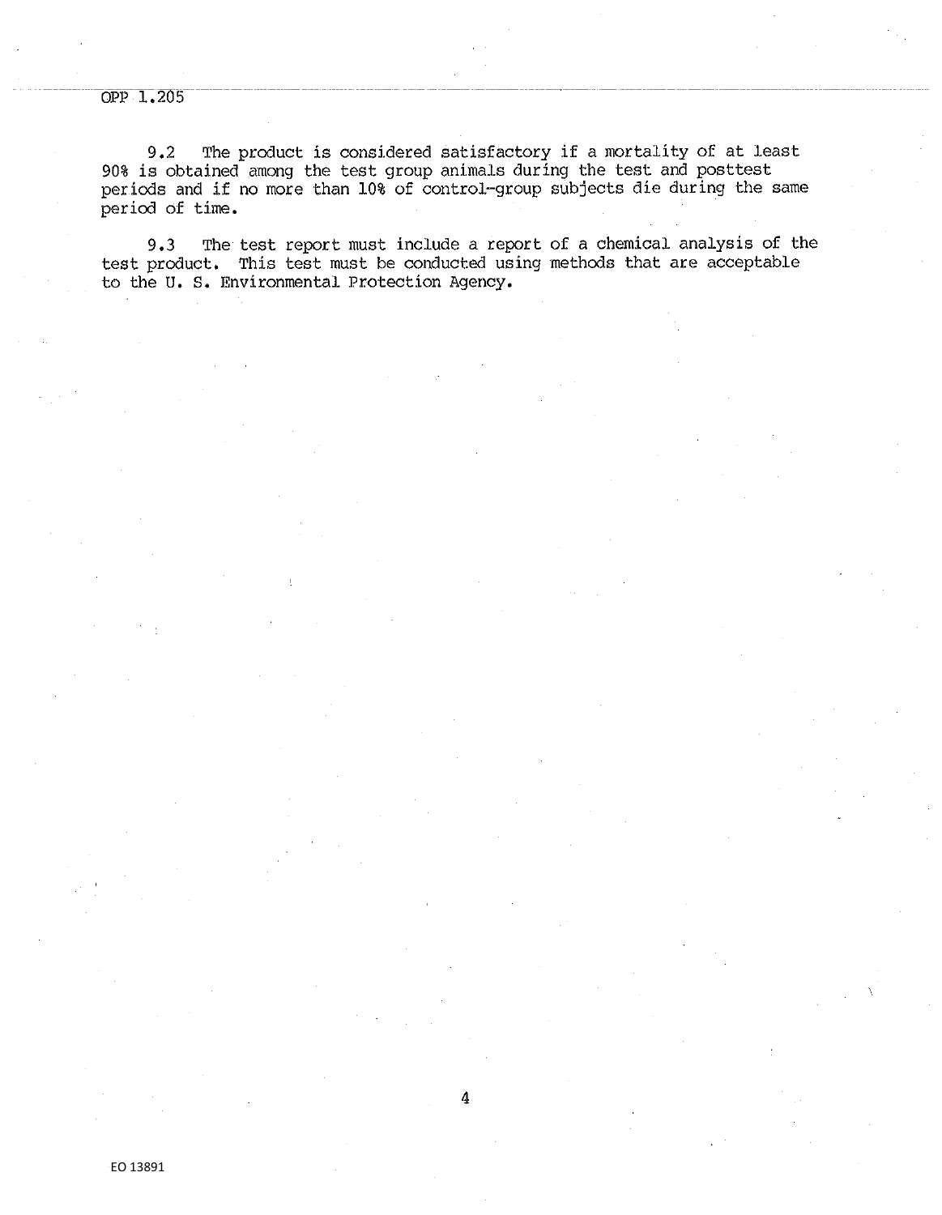9.2 The product is considered satisfactory if a mortality of at least 90% is obtained among the test group animals during the test and posttest periods and if no more than 10% of control-group subjects die during the same period of time.

9.3 The test report must include a report of a chemical analysis of the test product. This test must be conducted using methods that are acceptable to the U. S. Environmental Protection Agency.